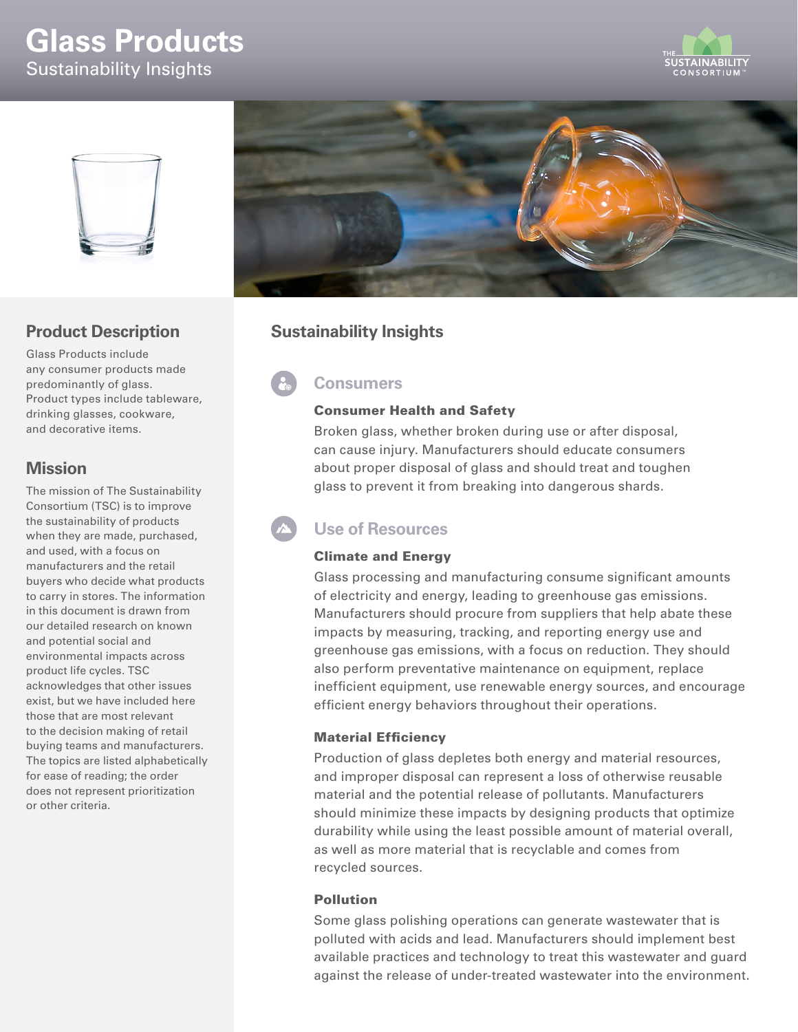# Glass Products

Sustainability Insights

## Product Description

Glass Products include any consumer products made predominantly of glass. Product types include tableware, drinking glasses, cookware, and decorative items.

## Mission

The mission of The Sustainability Consortium (TSC) is to improve the sustainability of products when they are made, purchased, and used, with a focus on manufacturers and the retail buyers who decide what products to carry in stores. The information in this document is drawn from our detailed research on known and potential social and environmental impacts across product life cycles. TSC acknowledges that other issues exist, but we have included here those that are most relevant to the decision making of retail buying teams and manufacturers. The topics are listed alphabetically for ease of reading; the order does not represent prioritization or other criteria.

## Sustainability Insights

### Consumers

#### Consumer Health and Safety

Broken glass, whether broken during use or after disposal, can cause injury. Manufacturers should educate consumers about proper disposal of glass and should treat and toughen glass to prevent it from breaking into dangerous shards.

### Use of Resources

#### Climate and Energy

Glass processing and manufacturing consume significant amounts of electricity and energy, leading to greenhouse gas emissions. Manufacturers should procure from suppliers that help abate these impacts by measuring, tracking, and reporting energy use and greenhouse gas emissions, with a focus on reduction. They should also perform preventative maintenance on equipment, replace inefficient equipment, use renewable energy sources, and encourage efficient energy behaviors throughout their operations.

#### Material Efficiency

Production of glass depletes both energy and material resources, and improper disposal can represent a loss of otherwise reusable material and the potential release of pollutants. Manufacturers should minimize these impacts by designing products that optimize durability while using the least possible amount of material overall, as well as more material that is recyclable and comes from recycled sources.

#### Pollution

Some glass polishing operations can generate wastewater that is polluted with acids and lead. Manufacturers should implement best available practices and technology to treat this wastewater and guard against the release of under-treated wastewater into the environment.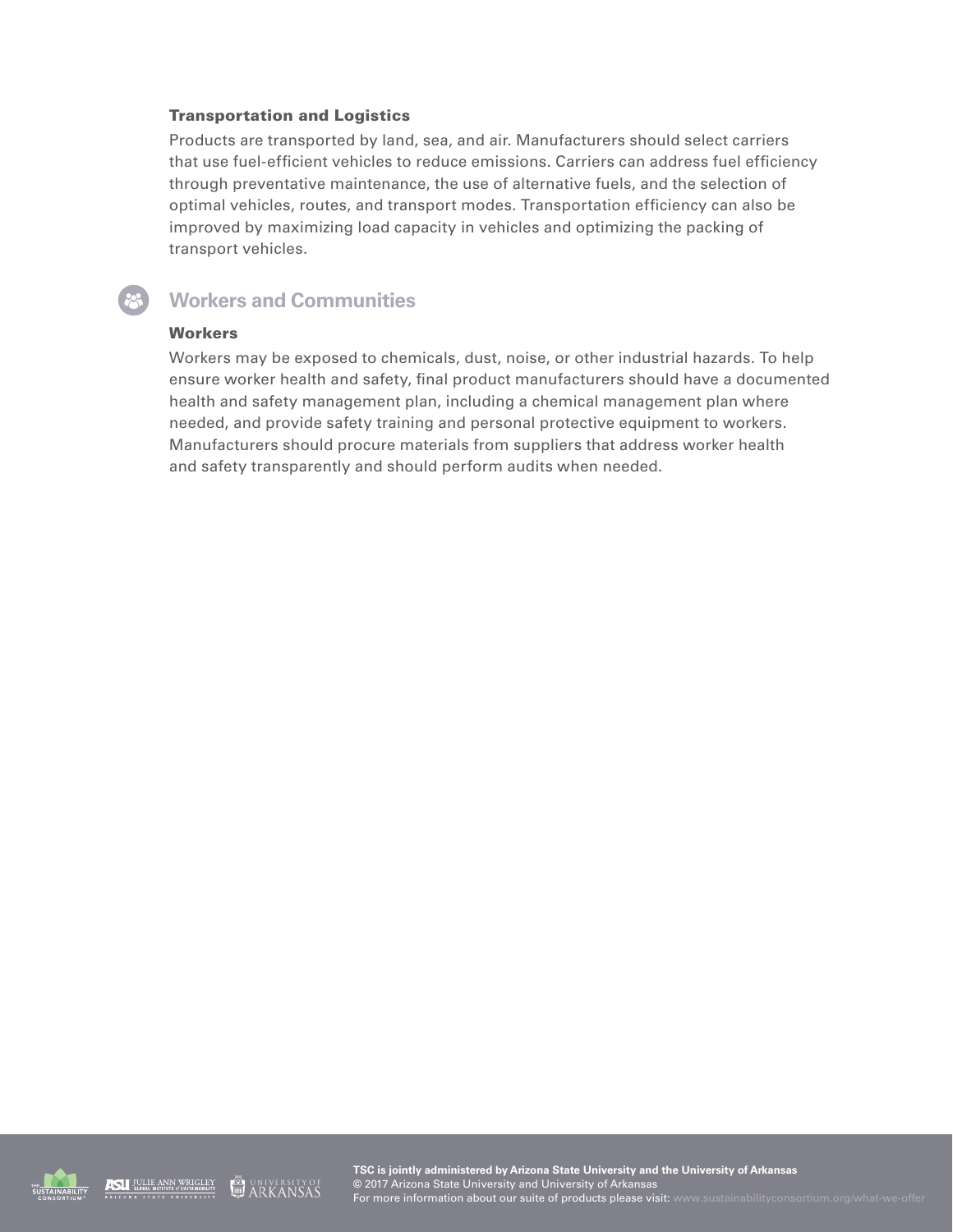### Transportation and Logistics

Products are transported by land, sea, and air. Manufacturers should select carriers that use fuel-efficient vehicles to reduce emissions. Carriers can address fuel efficiency through preventative maintenance, the use of alternative fuels, and the selection of optimal vehicles, routes, and transport modes. Transportation efficiency can also be improved by maximizing load capacity in vehicles and optimizing the packing of transport vehicles.

## Workers and Communities

### Workers

Workers may be exposed to chemicals, dust, noise, or other industrial hazards. To help ensure worker health and safety, final product manufacturers should have a documented health and safety management plan, including a chemical management plan where needed, and provide safety training and personal protective equipment to workers. Manufacturers should procure materials from suppliers that address worker health and safety transparently and should perform audits when needed.

**TSC is jointly administered by Arizona State University and the University of Arkansas**
© 2017 Arizona State University and University of Arkansas
For more information about our suite of products please visit: www.sustainabilityconsortium.org/what-we-offer